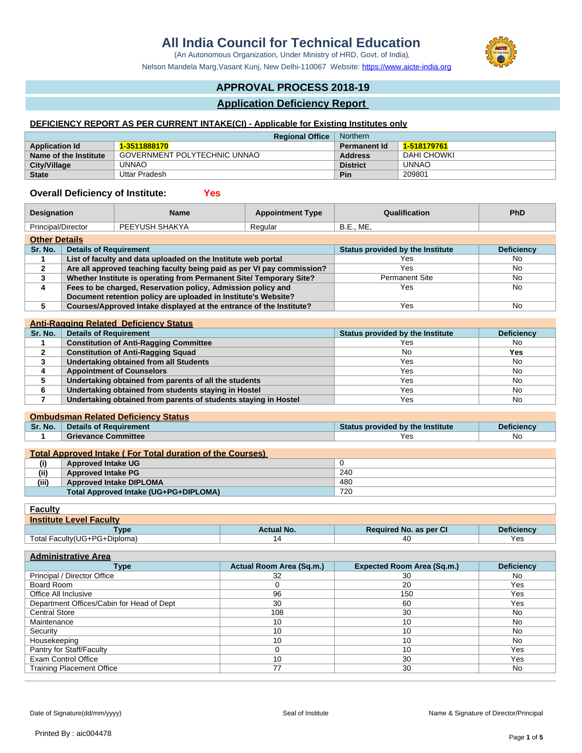# All India Council for Technical Education

(An Autonomous Organization, Under Ministry of HRD, Govt. of India).

Nelson Mandela Marg,Vasant Kunj, New Delhi-110067 Website: https://www.aicte-india.org

## APPROVAL PROCESS 2018-19

## Application Deficiency Report

### DEFICIENCY REPORT AS PER CURRENT INTAKE(CI) - Applicable for Existing Institutes only

| | Regional Office | Northern | |
|---|---|---|---|
| **Application Id** | 1-3511888170 | **Permanent Id** | 1-518179761 |
| **Name of the Institute** | GOVERNMENT POLYTECHNIC UNNAO | **Address** | DAHI CHOWKI |
| **City/Village** | UNNAO | **District** | UNNAO |
| **State** | Uttar Pradesh | **Pin** | 209801 |

**Overall Deficiency of Institute:** Yes

| Designation | Name | Appointment Type | Qualification | PhD |
|---|---|---|---|---|
| Principal/Director | PEEYUSH SHAKYA | Regular | B.E., ME, | |

**Other Details**

| Sr. No. | Details of Requirement | Status provided by the Institute | Deficiency |
|---|---|---|---|
| 1 | List of faculty and data uploaded on the Institute web portal | Yes | No |
| 2 | Are all approved teaching faculty being paid as per VI pay commission? | Yes | No |
| 3 | Whether Institute is operating from Permanent Site/ Temporary Site? | Permanent Site | No |
| 4 | Fees to be charged, Reservation policy, Admission policy and Document retention policy are uploaded in Institute's Website? | Yes | No |
| 5 | Courses/Approved Intake displayed at the entrance of the Institute? | Yes | No |

**Anti-Ragging Related Deficiency Status**

| Sr. No. | Details of Requirement | Status provided by the Institute | Deficiency |
|---|---|---|---|
| 1 | Constitution of Anti-Ragging Committee | Yes | No |
| 2 | Constitution of Anti-Ragging Squad | No | **Yes** |
| 3 | Undertaking obtained from all Students | Yes | No |
| 4 | Appointment of Counselors | Yes | No |
| 5 | Undertaking obtained from parents of all the students | Yes | No |
| 6 | Undertaking obtained from students staying in Hostel | Yes | No |
| 7 | Undertaking obtained from parents of students staying in Hostel | Yes | No |

**Ombudsman Related Deficiency Status**

| Sr. No. | Details of Requirement | Status provided by the Institute | Deficiency |
|---|---|---|---|
| 1 | Grievance Committee | Yes | No |

**Total Approved Intake ( For Total duration of the Courses)**

| | | |
|---|---|---|
| (i) | Approved Intake UG | 0 |
| (ii) | Approved Intake PG | 240 |
| (iii) | Approved Intake DIPLOMA | 480 |
| | Total Approved Intake (UG+PG+DIPLOMA) | 720 |

**Faculty**

**Institute Level Faculty**

| Type | Actual No. | Required No. as per CI | Deficiency |
|---|---|---|---|
| Total Faculty(UG+PG+Diploma) | 14 | 40 | Yes |

**Administrative Area**

| Type | Actual Room Area (Sq.m.) | Expected Room Area (Sq.m.) | Deficiency |
|---|---|---|---|
| Principal / Director Office | 32 | 30 | No |
| Board Room | 0 | 20 | Yes |
| Office All Inclusive | 96 | 150 | Yes |
| Department Offices/Cabin for Head of Dept | 30 | 60 | Yes |
| Central Store | 108 | 30 | No |
| Maintenance | 10 | 10 | No |
| Security | 10 | 10 | No |
| Housekeeping | 10 | 10 | No |
| Pantry for Staff/Faculty | 0 | 10 | Yes |
| Exam Control Office | 10 | 30 | Yes |
| Training Placement Office | 77 | 30 | No |

Date of Signature(dd/mm/yyyy) | Seal of Institute | Name & Signature of Director/Principal

Printed By : aic004478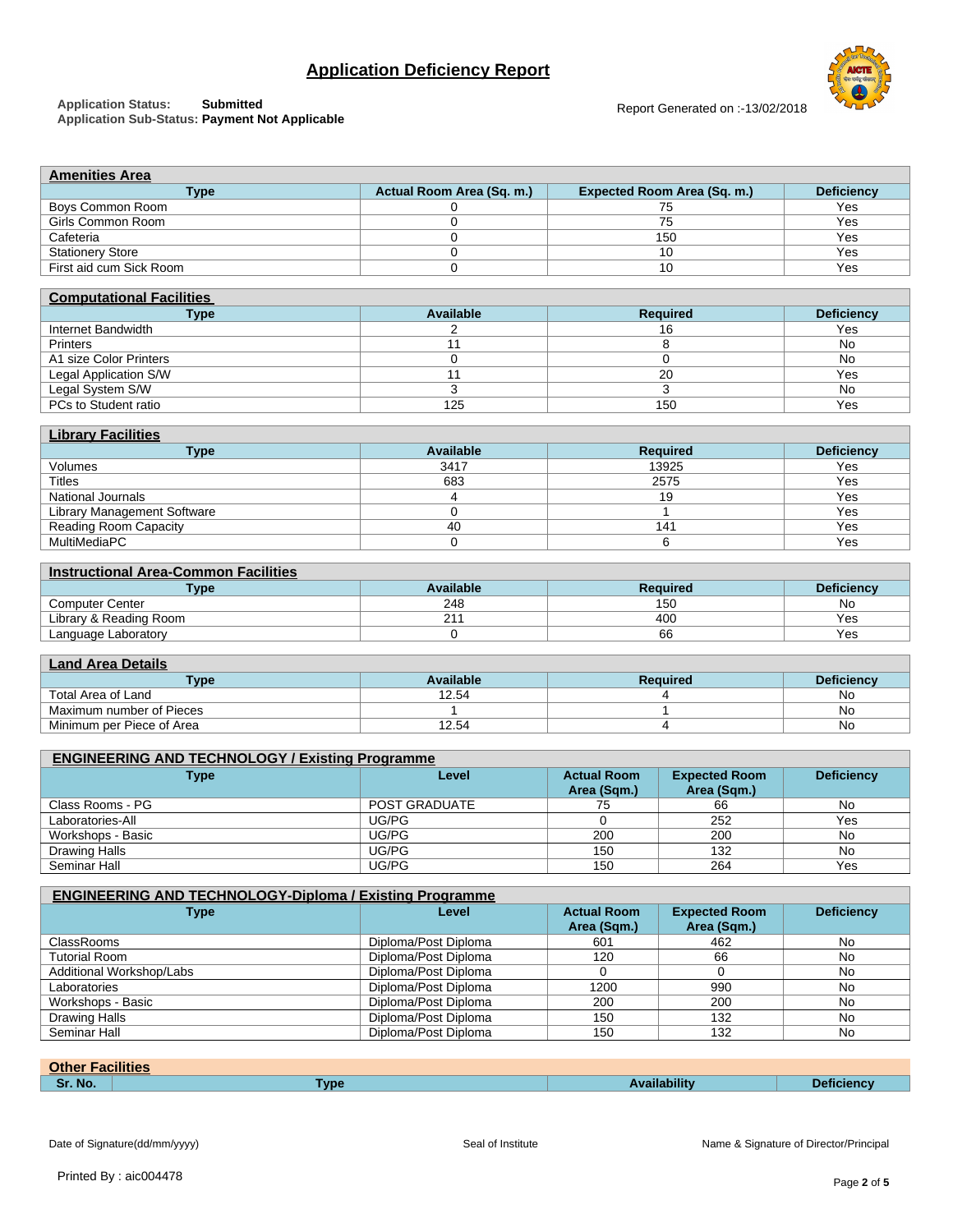# Application Deficiency Report

**Application Status:** **Submitted**
**Application Sub-Status:** **Payment Not Applicable**

Report Generated on :-13/02/2018

| **Amenities Area** | | | |
|---|---|---|---|
| **Type** | **Actual Room Area (Sq. m.)** | **Expected Room Area (Sq. m.)** | **Deficiency** |
| Boys Common Room | 0 | 75 | Yes |
| Girls Common Room | 0 | 75 | Yes |
| Cafeteria | 0 | 150 | Yes |
| Stationery Store | 0 | 10 | Yes |
| First aid cum Sick Room | 0 | 10 | Yes |

| **Computational Facilities** | | | |
|---|---|---|---|
| **Type** | **Available** | **Required** | **Deficiency** |
| Internet Bandwidth | 2 | 16 | Yes |
| Printers | 11 | 8 | No |
| A1 size Color Printers | 0 | 0 | No |
| Legal Application S/W | 11 | 20 | Yes |
| Legal System S/W | 3 | 3 | No |
| PCs to Student ratio | 125 | 150 | Yes |

| **Library Facilities** | | | |
|---|---|---|---|
| **Type** | **Available** | **Required** | **Deficiency** |
| Volumes | 3417 | 13925 | Yes |
| Titles | 683 | 2575 | Yes |
| National Journals | 4 | 19 | Yes |
| Library Management Software | 0 | 1 | Yes |
| Reading Room Capacity | 40 | 141 | Yes |
| MultiMediaPC | 0 | 6 | Yes |

| **Instructional Area-Common Facilities** | | | |
|---|---|---|---|
| **Type** | **Available** | **Required** | **Deficiency** |
| Computer Center | 248 | 150 | No |
| Library & Reading Room | 211 | 400 | Yes |
| Language Laboratory | 0 | 66 | Yes |

| **Land Area Details** | | | |
|---|---|---|---|
| **Type** | **Available** | **Required** | **Deficiency** |
| Total Area of Land | 12.54 | 4 | No |
| Maximum number of Pieces | 1 | 1 | No |
| Minimum per Piece of Area | 12.54 | 4 | No |

| **ENGINEERING AND TECHNOLOGY / Existing Programme** | | | | |
|---|---|---|---|---|
| **Type** | **Level** | **Actual Room Area (Sqm.)** | **Expected Room Area (Sqm.)** | **Deficiency** |
| Class Rooms - PG | POST GRADUATE | 75 | 66 | No |
| Laboratories-All | UG/PG | 0 | 252 | Yes |
| Workshops - Basic | UG/PG | 200 | 200 | No |
| Drawing Halls | UG/PG | 150 | 132 | No |
| Seminar Hall | UG/PG | 150 | 264 | Yes |

| **ENGINEERING AND TECHNOLOGY-Diploma / Existing Programme** | | | | |
|---|---|---|---|---|
| **Type** | **Level** | **Actual Room Area (Sqm.)** | **Expected Room Area (Sqm.)** | **Deficiency** |
| ClassRooms | Diploma/Post Diploma | 601 | 462 | No |
| Tutorial Room | Diploma/Post Diploma | 120 | 66 | No |
| Additional Workshop/Labs | Diploma/Post Diploma | 0 | 0 | No |
| Laboratories | Diploma/Post Diploma | 1200 | 990 | No |
| Workshops - Basic | Diploma/Post Diploma | 200 | 200 | No |
| Drawing Halls | Diploma/Post Diploma | 150 | 132 | No |
| Seminar Hall | Diploma/Post Diploma | 150 | 132 | No |

| **Other Facilities** | | | |
|---|---|---|---|
| **Sr. No.** | **Type** | **Availability** | **Deficiency** |

Date of Signature(dd/mm/yyyy) | Seal of Institute | Name & Signature of Director/Principal

Printed By : aic004478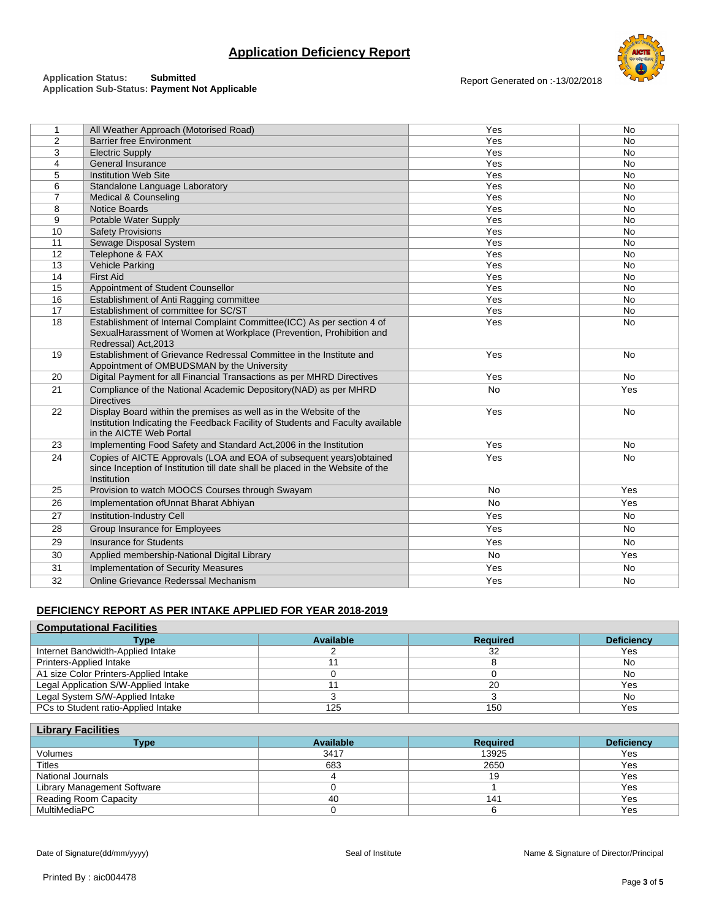# Application Deficiency Report

**Application Status:** **Submitted**
**Application Sub-Status:** **Payment Not Applicable**

Report Generated on :-13/02/2018

| | | | |
|---|---|---|---|
| 1 | All Weather Approach (Motorised Road) | Yes | No |
| 2 | Barrier free Environment | Yes | No |
| 3 | Electric Supply | Yes | No |
| 4 | General Insurance | Yes | No |
| 5 | Institution Web Site | Yes | No |
| 6 | Standalone Language Laboratory | Yes | No |
| 7 | Medical & Counseling | Yes | No |
| 8 | Notice Boards | Yes | No |
| 9 | Potable Water Supply | Yes | No |
| 10 | Safety Provisions | Yes | No |
| 11 | Sewage Disposal System | Yes | No |
| 12 | Telephone & FAX | Yes | No |
| 13 | Vehicle Parking | Yes | No |
| 14 | First Aid | Yes | No |
| 15 | Appointment of Student Counsellor | Yes | No |
| 16 | Establishment of Anti Ragging committee | Yes | No |
| 17 | Establishment of committee for SC/ST | Yes | No |
| 18 | Establishment of Internal Complaint Committee(ICC) As per section 4 of SexualHarassment of Women at Workplace (Prevention, Prohibition and Redressal) Act,2013 | Yes | No |
| 19 | Establishment of Grievance Redressal Committee in the Institute and Appointment of OMBUDSMAN by the University | Yes | No |
| 20 | Digital Payment for all Financial Transactions as per MHRD Directives | Yes | No |
| 21 | Compliance of the National Academic Depository(NAD) as per MHRD Directives | No | Yes |
| 22 | Display Board within the premises as well as in the Website of the Institution Indicating the Feedback Facility of Students and Faculty available in the AICTE Web Portal | Yes | No |
| 23 | Implementing Food Safety and Standard Act,2006 in the Institution | Yes | No |
| 24 | Copies of AICTE Approvals (LOA and EOA of subsequent years)obtained since Inception of Institution till date shall be placed in the Website of the Institution | Yes | No |
| 25 | Provision to watch MOOCS Courses through Swayam | No | Yes |
| 26 | Implementation ofUnnat Bharat Abhiyan | No | Yes |
| 27 | Institution-Industry Cell | Yes | No |
| 28 | Group Insurance for Employees | Yes | No |
| 29 | Insurance for Students | Yes | No |
| 30 | Applied membership-National Digital Library | No | Yes |
| 31 | Implementation of Security Measures | Yes | No |
| 32 | Online Grievance Rederssal Mechanism | Yes | No |

## DEFICIENCY REPORT AS PER INTAKE APPLIED FOR YEAR 2018-2019

**Computational Facilities**

| Type | Available | Required | Deficiency |
|---|---|---|---|
| Internet Bandwidth-Applied Intake | 2 | 32 | Yes |
| Printers-Applied Intake | 11 | 8 | No |
| A1 size Color Printers-Applied Intake | 0 | 0 | No |
| Legal Application S/W-Applied Intake | 11 | 20 | Yes |
| Legal System S/W-Applied Intake | 3 | 3 | No |
| PCs to Student ratio-Applied Intake | 125 | 150 | Yes |

**Library Facilities**

| Type | Available | Required | Deficiency |
|---|---|---|---|
| Volumes | 3417 | 13925 | Yes |
| Titles | 683 | 2650 | Yes |
| National Journals | 4 | 19 | Yes |
| Library Management Software | 0 | 1 | Yes |
| Reading Room Capacity | 40 | 141 | Yes |
| MultiMediaPC | 0 | 6 | Yes |

Date of Signature(dd/mm/yyyy) Seal of Institute Name & Signature of Director/Principal

Printed By : aic004478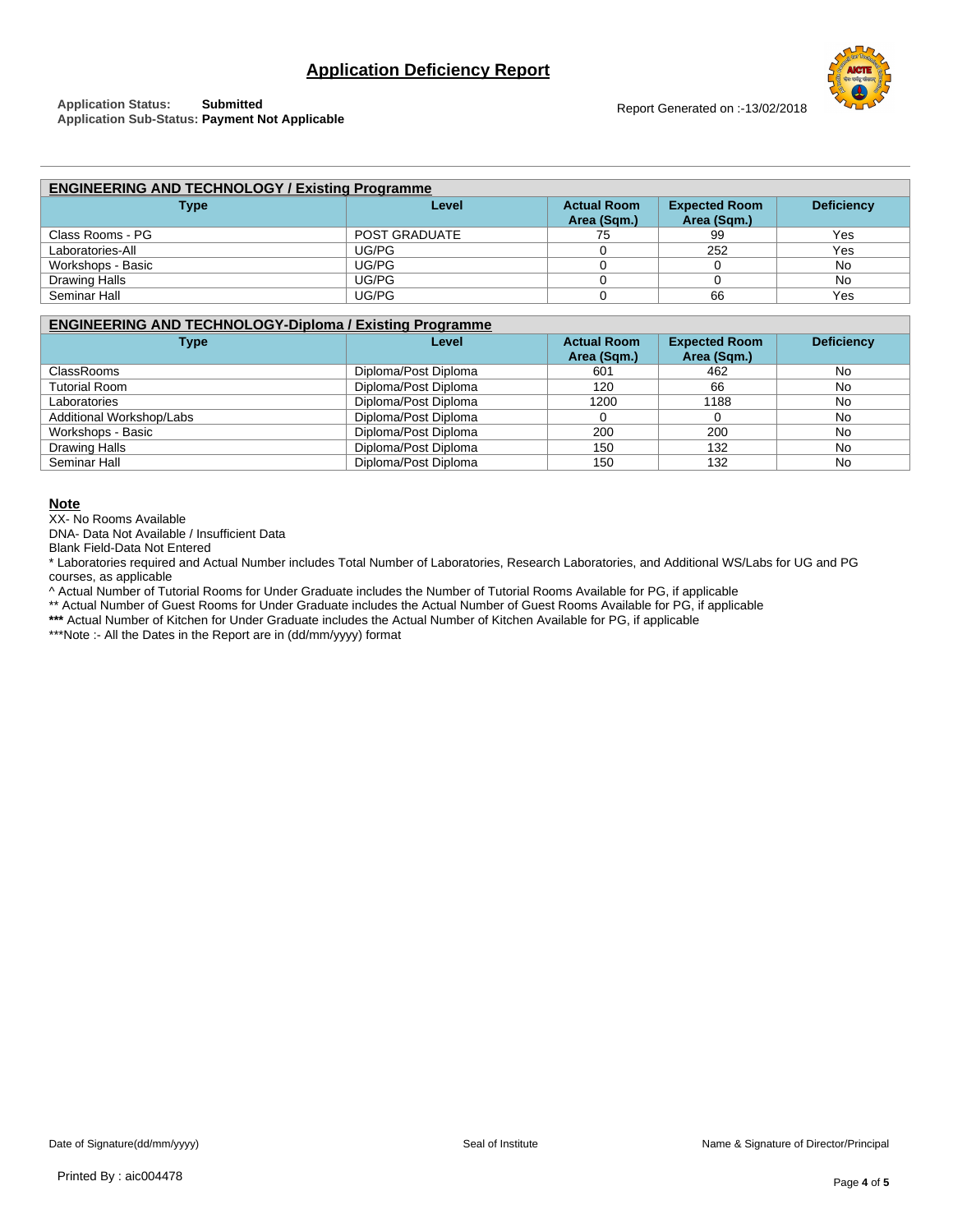# Application Deficiency Report

**Application Status:** **Submitted**
**Application Sub-Status:** **Payment Not Applicable**

Report Generated on :-13/02/2018

**ENGINEERING AND TECHNOLOGY / Existing Programme**

| Type | Level | Actual Room Area (Sqm.) | Expected Room Area (Sqm.) | Deficiency |
|---|---|---|---|---|
| Class Rooms - PG | POST GRADUATE | 75 | 99 | Yes |
| Laboratories-All | UG/PG | 0 | 252 | Yes |
| Workshops - Basic | UG/PG | 0 | 0 | No |
| Drawing Halls | UG/PG | 0 | 0 | No |
| Seminar Hall | UG/PG | 0 | 66 | Yes |

**ENGINEERING AND TECHNOLOGY-Diploma / Existing Programme**

| Type | Level | Actual Room Area (Sqm.) | Expected Room Area (Sqm.) | Deficiency |
|---|---|---|---|---|
| ClassRooms | Diploma/Post Diploma | 601 | 462 | No |
| Tutorial Room | Diploma/Post Diploma | 120 | 66 | No |
| Laboratories | Diploma/Post Diploma | 1200 | 1188 | No |
| Additional Workshop/Labs | Diploma/Post Diploma | 0 | 0 | No |
| Workshops - Basic | Diploma/Post Diploma | 200 | 200 | No |
| Drawing Halls | Diploma/Post Diploma | 150 | 132 | No |
| Seminar Hall | Diploma/Post Diploma | 150 | 132 | No |

**Note**

XX- No Rooms Available

DNA- Data Not Available / Insufficient Data

Blank Field-Data Not Entered

* Laboratories required and Actual Number includes Total Number of Laboratories, Research Laboratories, and Additional WS/Labs for UG and PG courses, as applicable

^ Actual Number of Tutorial Rooms for Under Graduate includes the Number of Tutorial Rooms Available for PG, if applicable

** Actual Number of Guest Rooms for Under Graduate includes the Actual Number of Guest Rooms Available for PG, if applicable

*** Actual Number of Kitchen for Under Graduate includes the Actual Number of Kitchen Available for PG, if applicable

***Note :- All the Dates in the Report are in (dd/mm/yyyy) format

Date of Signature(dd/mm/yyyy) | Seal of Institute | Name & Signature of Director/Principal

Printed By : aic004478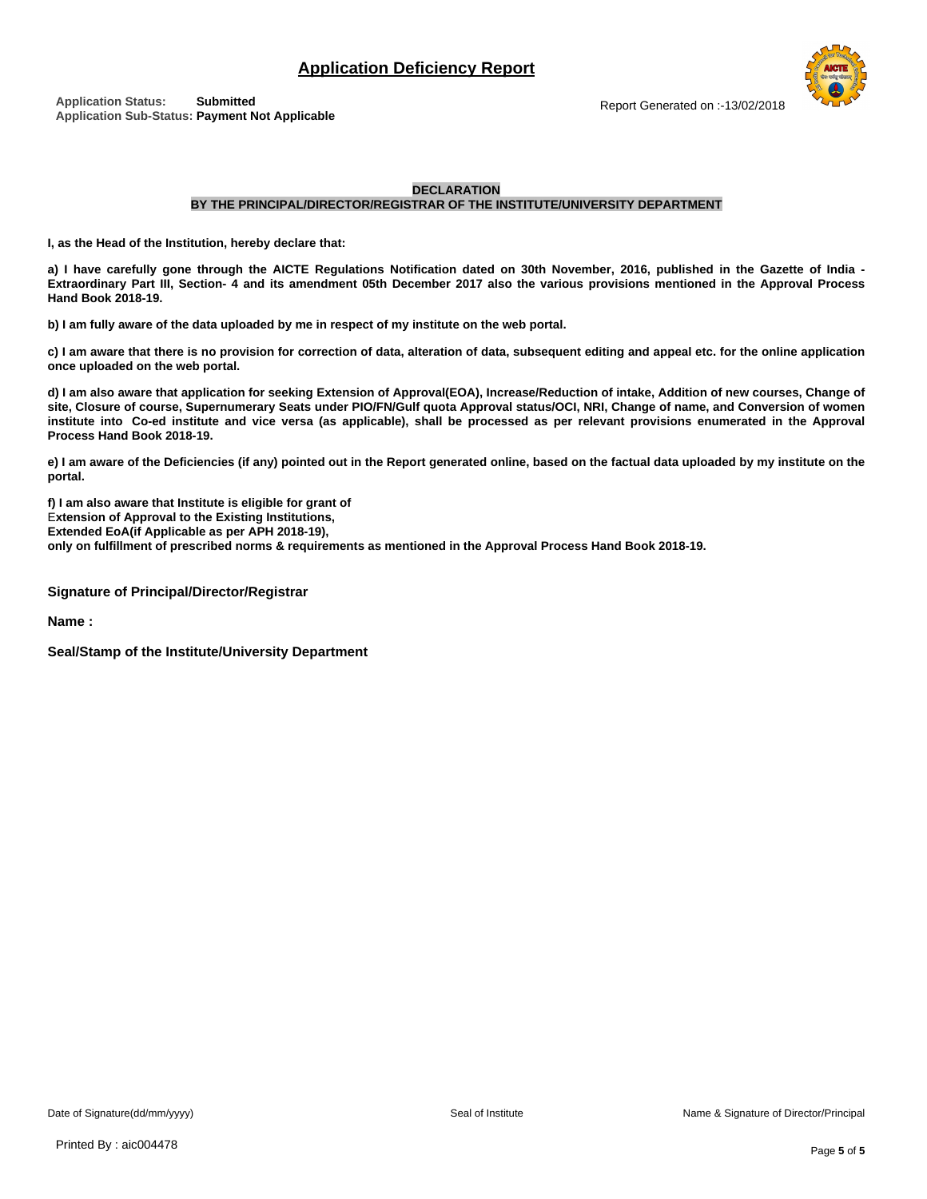# Application Deficiency Report

**Application Status:** **Submitted**
**Application Sub-Status:** **Payment Not Applicable**

Report Generated on :-13/02/2018

**DECLARATION**
**BY THE PRINCIPAL/DIRECTOR/REGISTRAR OF THE INSTITUTE/UNIVERSITY DEPARTMENT**

**I, as the Head of the Institution, hereby declare that:**

**a) I have carefully gone through the AICTE Regulations Notification dated on 30th November, 2016, published in the Gazette of India - Extraordinary Part III, Section- 4 and its amendment 05th December 2017 also the various provisions mentioned in the Approval Process Hand Book 2018-19.**

**b) I am fully aware of the data uploaded by me in respect of my institute on the web portal.**

**c) I am aware that there is no provision for correction of data, alteration of data, subsequent editing and appeal etc. for the online application once uploaded on the web portal.**

**d) I am also aware that application for seeking Extension of Approval(EOA), Increase/Reduction of intake, Addition of new courses, Change of site, Closure of course, Supernumerary Seats under PIO/FN/Gulf quota Approval status/OCI, NRI, Change of name, and Conversion of women institute into Co-ed institute and vice versa (as applicable), shall be processed as per relevant provisions enumerated in the Approval Process Hand Book 2018-19.**

**e) I am aware of the Deficiencies (if any) pointed out in the Report generated online, based on the factual data uploaded by my institute on the portal.**

**f) I am also aware that Institute is eligible for grant of**
E**xtension of Approval to the Existing Institutions,**
**Extended EoA(if Applicable as per APH 2018-19),**
**only on fulfillment of prescribed norms & requirements as mentioned in the Approval Process Hand Book 2018-19.**

**Signature of Principal/Director/Registrar**

**Name :**

**Seal/Stamp of the Institute/University Department**

Date of Signature(dd/mm/yyyy) Seal of Institute Name & Signature of Director/Principal

Printed By : aic004478